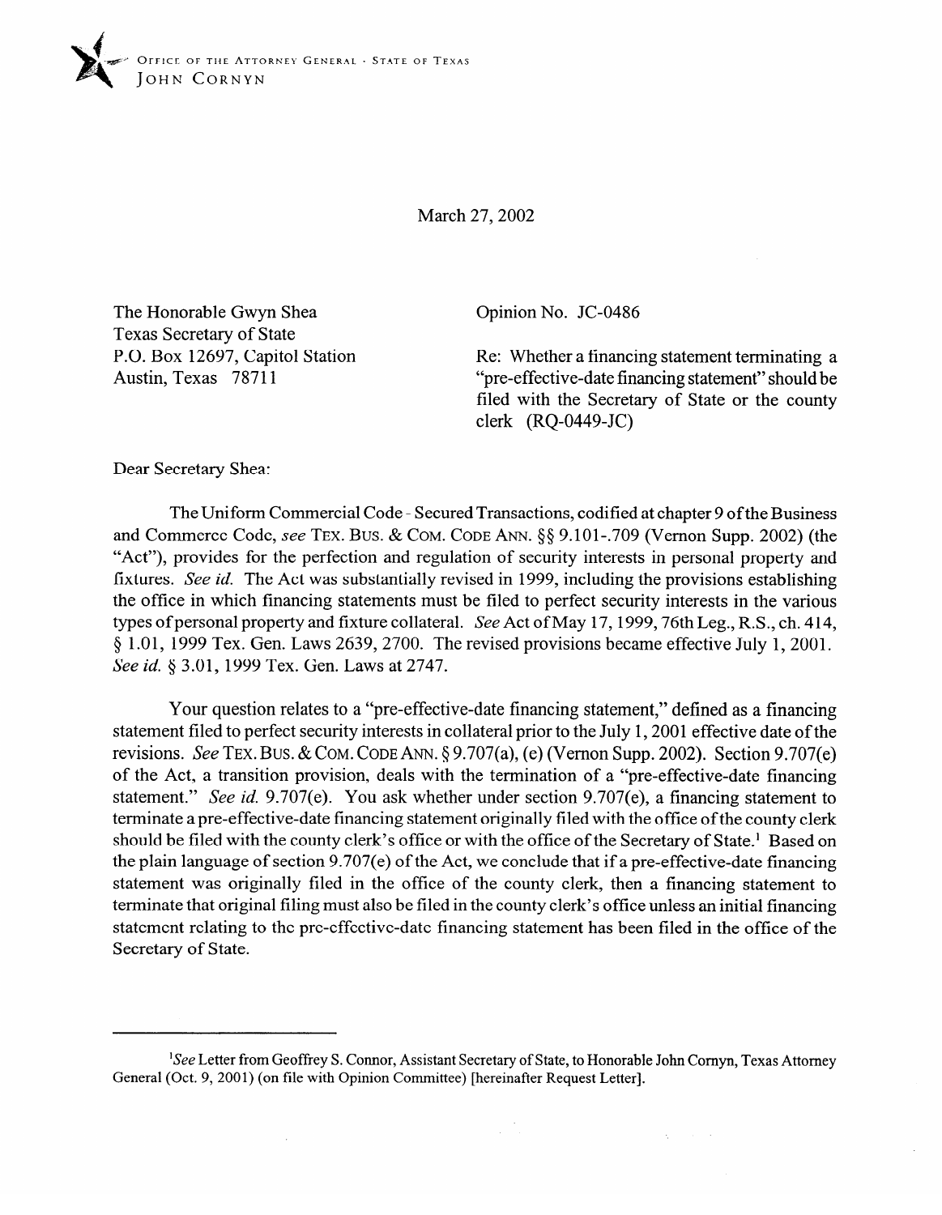OFFICE OF THE ATTORNEY GENERAL · STATE OF TEXAS
JOHN CORNYN

March 27, 2002

The Honorable Gwyn Shea
Texas Secretary of State
P.O. Box 12697, Capitol Station
Austin, Texas 78711

Opinion No. JC-0486

Re: Whether a financing statement terminating a "pre-effective-date financing statement" should be filed with the Secretary of State or the county clerk (RQ-0449-JC)

Dear Secretary Shea:

The Uniform Commercial Code - Secured Transactions, codified at chapter 9 of the Business and Commerce Code, *see* TEX. BUS. & COM. CODE ANN. §§ 9.101-.709 (Vernon Supp. 2002) (the "Act"), provides for the perfection and regulation of security interests in personal property and fixtures. *See id.* The Act was substantially revised in 1999, including the provisions establishing the office in which financing statements must be filed to perfect security interests in the various types of personal property and fixture collateral. *See* Act of May 17, 1999, 76th Leg., R.S., ch. 414, § 1.01, 1999 Tex. Gen. Laws 2639, 2700. The revised provisions became effective July 1, 2001. *See id.* § 3.01, 1999 Tex. Gen. Laws at 2747.

Your question relates to a "pre-effective-date financing statement," defined as a financing statement filed to perfect security interests in collateral prior to the July 1, 2001 effective date of the revisions. *See* TEX. BUS. & COM. CODE ANN. § 9.707(a), (e) (Vernon Supp. 2002). Section 9.707(e) of the Act, a transition provision, deals with the termination of a "pre-effective-date financing statement." *See id.* 9.707(e). You ask whether under section 9.707(e), a financing statement to terminate a pre-effective-date financing statement originally filed with the office of the county clerk should be filed with the county clerk's office or with the office of the Secretary of State.[1] Based on the plain language of section 9.707(e) of the Act, we conclude that if a pre-effective-date financing statement was originally filed in the office of the county clerk, then a financing statement to terminate that original filing must also be filed in the county clerk's office unless an initial financing statement relating to the pre-effective-date financing statement has been filed in the office of the Secretary of State.

---

[1] *See* Letter from Geoffrey S. Connor, Assistant Secretary of State, to Honorable John Cornyn, Texas Attorney General (Oct. 9, 2001) (on file with Opinion Committee) [hereinafter Request Letter].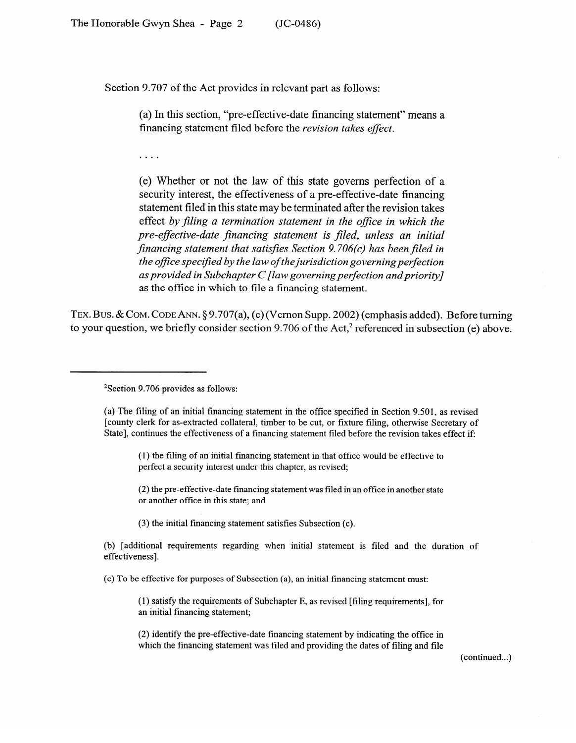Section 9.707 of the Act provides in relevant part as follows:

> (a) In this section, "pre-effective-date financing statement" means a financing statement filed before the *revision takes effect*.
>
> . . . .
>
> (e) Whether or not the law of this state governs perfection of a security interest, the effectiveness of a pre-effective-date financing statement filed in this state may be terminated after the revision takes effect *by filing a termination statement in the office in which the pre-effective-date financing statement is filed, unless an initial financing statement that satisfies Section 9.706(c) has been filed in the office specified by the law of the jurisdiction governing perfection as provided in Subchapter C [law governing perfection and priority]* as the office in which to file a financing statement.

TEX. BUS. & COM. CODE ANN. § 9.707(a), (c) (Vernon Supp. 2002) (emphasis added). Before turning to your question, we briefly consider section 9.706 of the Act,[2] referenced in subsection (e) above.

---

[2]Section 9.706 provides as follows:

(a) The filing of an initial financing statement in the office specified in Section 9.501, as revised [county clerk for as-extracted collateral, timber to be cut, or fixture filing, otherwise Secretary of State], continues the effectiveness of a financing statement filed before the revision takes effect if:

> (1) the filing of an initial financing statement in that office would be effective to perfect a security interest under this chapter, as revised;
>
> (2) the pre-effective-date financing statement was filed in an office in another state or another office in this state; and
>
> (3) the initial financing statement satisfies Subsection (c).

(b) [additional requirements regarding when initial statement is filed and the duration of effectiveness].

(c) To be effective for purposes of Subsection (a), an initial financing statement must:

> (1) satisfy the requirements of Subchapter E, as revised [filing requirements], for an initial financing statement;
>
> (2) identify the pre-effective-date financing statement by indicating the office in which the financing statement was filed and providing the dates of filing and file

(continued...)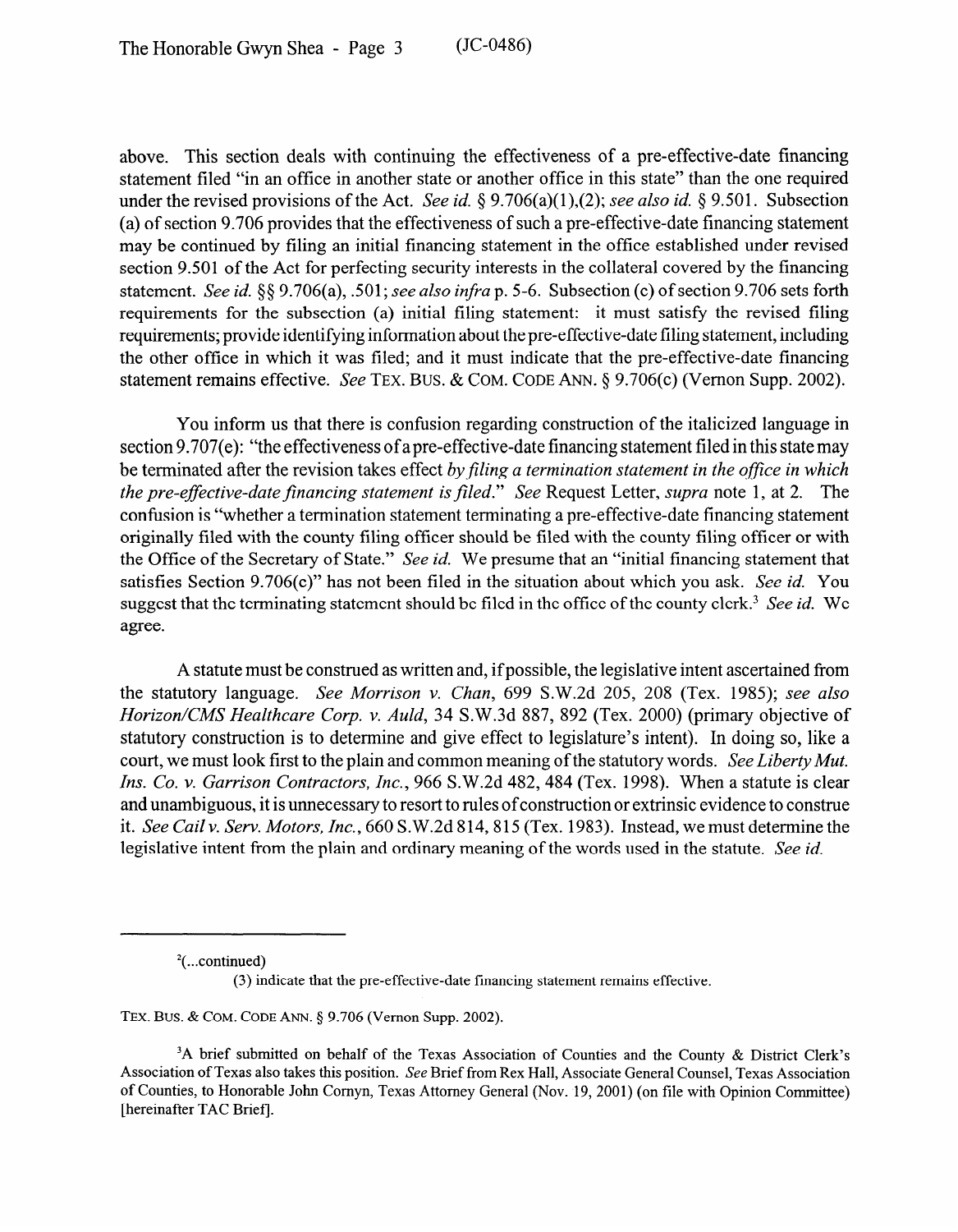above. This section deals with continuing the effectiveness of a pre-effective-date financing statement filed "in an office in another state or another office in this state" than the one required under the revised provisions of the Act. *See id.* § 9.706(a)(1),(2); *see also id.* § 9.501. Subsection (a) of section 9.706 provides that the effectiveness of such a pre-effective-date financing statement may be continued by filing an initial financing statement in the office established under revised section 9.501 of the Act for perfecting security interests in the collateral covered by the financing statement. *See id.* §§ 9.706(a), .501; *see also infra* p. 5-6. Subsection (c) of section 9.706 sets forth requirements for the subsection (a) initial filing statement: it must satisfy the revised filing requirements; provide identifying information about the pre-effective-date filing statement, including the other office in which it was filed; and it must indicate that the pre-effective-date financing statement remains effective. *See* TEX. BUS. & COM. CODE ANN. § 9.706(c) (Vernon Supp. 2002).

You inform us that there is confusion regarding construction of the italicized language in section 9.707(e): "the effectiveness of a pre-effective-date financing statement filed in this state may be terminated after the revision takes effect *by filing a termination statement in the office in which the pre-effective-date financing statement is filed*." *See* Request Letter, *supra* note 1, at 2. The confusion is "whether a termination statement terminating a pre-effective-date financing statement originally filed with the county filing officer should be filed with the county filing officer or with the Office of the Secretary of State." *See id.* We presume that an "initial financing statement that satisfies Section 9.706(c)" has not been filed in the situation about which you ask. *See id.* You suggest that the terminating statement should be filed in the office of the county clerk.[3] *See id.* We agree.

A statute must be construed as written and, if possible, the legislative intent ascertained from the statutory language. *See Morrison v. Chan*, 699 S.W.2d 205, 208 (Tex. 1985); *see also Horizon/CMS Healthcare Corp. v. Auld*, 34 S.W.3d 887, 892 (Tex. 2000) (primary objective of statutory construction is to determine and give effect to legislature's intent). In doing so, like a court, we must look first to the plain and common meaning of the statutory words. *See Liberty Mut. Ins. Co. v. Garrison Contractors, Inc.*, 966 S.W.2d 482, 484 (Tex. 1998). When a statute is clear and unambiguous, it is unnecessary to resort to rules of construction or extrinsic evidence to construe it. *See Cail v. Serv. Motors, Inc.*, 660 S.W.2d 814, 815 (Tex. 1983). Instead, we must determine the legislative intent from the plain and ordinary meaning of the words used in the statute. *See id.*

---

[2](...continued)

(3) indicate that the pre-effective-date financing statement remains effective.

TEX. BUS. & COM. CODE ANN. § 9.706 (Vernon Supp. 2002).

[3]A brief submitted on behalf of the Texas Association of Counties and the County & District Clerk's Association of Texas also takes this position. *See* Brief from Rex Hall, Associate General Counsel, Texas Association of Counties, to Honorable John Cornyn, Texas Attorney General (Nov. 19, 2001) (on file with Opinion Committee) [hereinafter TAC Brief].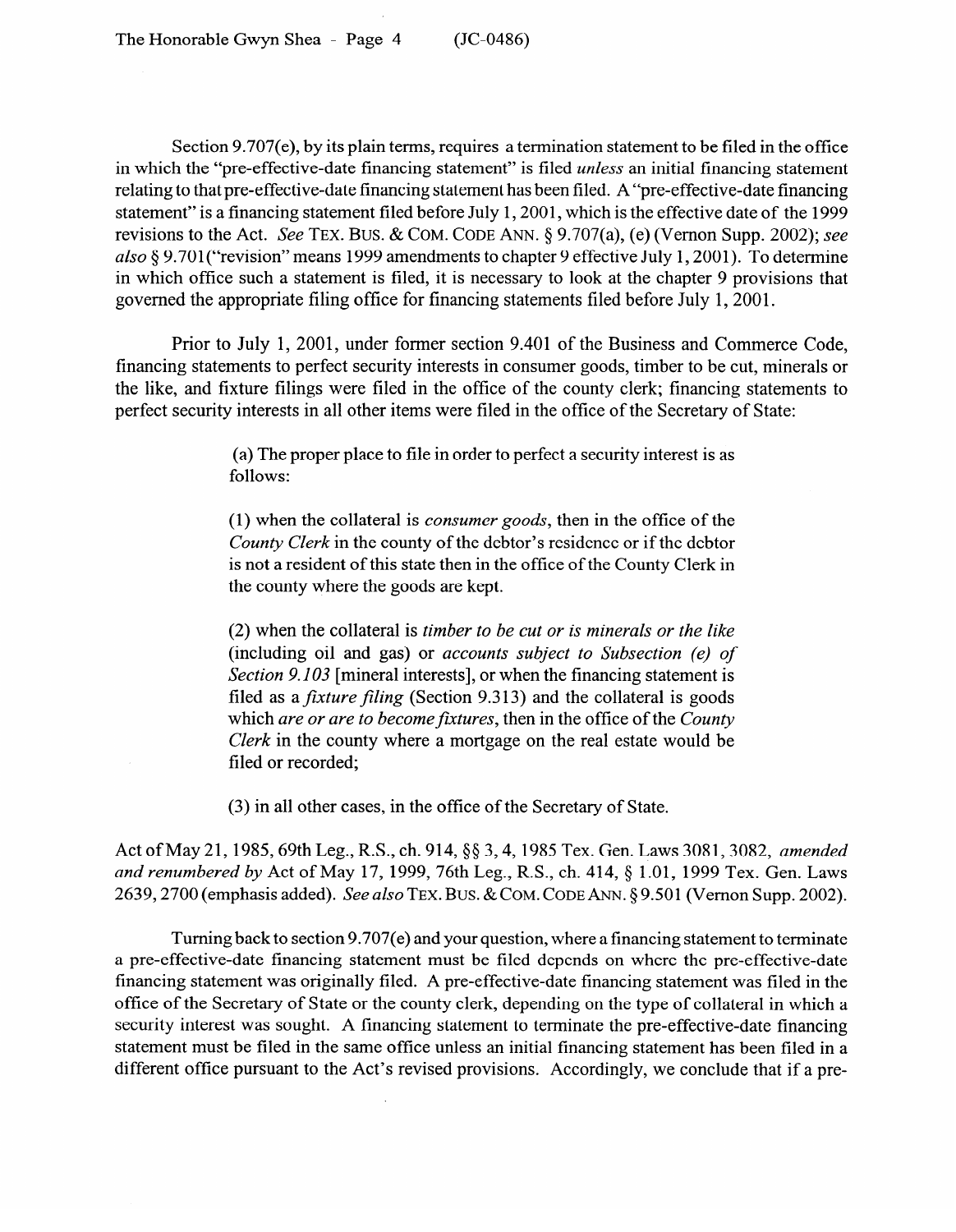Section 9.707(e), by its plain terms, requires a termination statement to be filed in the office in which the "pre-effective-date financing statement" is filed *unless* an initial financing statement relating to that pre-effective-date financing statement has been filed. A "pre-effective-date financing statement" is a financing statement filed before July 1, 2001, which is the effective date of the 1999 revisions to the Act. *See* TEX. BUS. & COM. CODE ANN. § 9.707(a), (e) (Vernon Supp. 2002); *see also* § 9.701("revision" means 1999 amendments to chapter 9 effective July 1, 2001). To determine in which office such a statement is filed, it is necessary to look at the chapter 9 provisions that governed the appropriate filing office for financing statements filed before July 1, 2001.

Prior to July 1, 2001, under former section 9.401 of the Business and Commerce Code, financing statements to perfect security interests in consumer goods, timber to be cut, minerals or the like, and fixture filings were filed in the office of the county clerk; financing statements to perfect security interests in all other items were filed in the office of the Secretary of State:

> (a) The proper place to file in order to perfect a security interest is as follows:
>
> (1) when the collateral is *consumer goods*, then in the office of the *County Clerk* in the county of the debtor's residence or if the debtor is not a resident of this state then in the office of the County Clerk in the county where the goods are kept.
>
> (2) when the collateral is *timber to be cut or is minerals or the like* (including oil and gas) or *accounts subject to Subsection (e) of Section 9.103* [mineral interests], or when the financing statement is filed as a *fixture filing* (Section 9.313) and the collateral is goods which *are or are to become fixtures*, then in the office of the *County Clerk* in the county where a mortgage on the real estate would be filed or recorded;
>
> (3) in all other cases, in the office of the Secretary of State.

Act of May 21, 1985, 69th Leg., R.S., ch. 914, §§ 3, 4, 1985 Tex. Gen. Laws 3081, 3082, *amended and renumbered by* Act of May 17, 1999, 76th Leg., R.S., ch. 414, § 1.01, 1999 Tex. Gen. Laws 2639, 2700 (emphasis added). *See also* TEX. BUS. & COM. CODE ANN. § 9.501 (Vernon Supp. 2002).

Turning back to section 9.707(e) and your question, where a financing statement to terminate a pre-effective-date financing statement must be filed depends on where the pre-effective-date financing statement was originally filed. A pre-effective-date financing statement was filed in the office of the Secretary of State or the county clerk, depending on the type of collateral in which a security interest was sought. A financing statement to terminate the pre-effective-date financing statement must be filed in the same office unless an initial financing statement has been filed in a different office pursuant to the Act's revised provisions. Accordingly, we conclude that if a pre-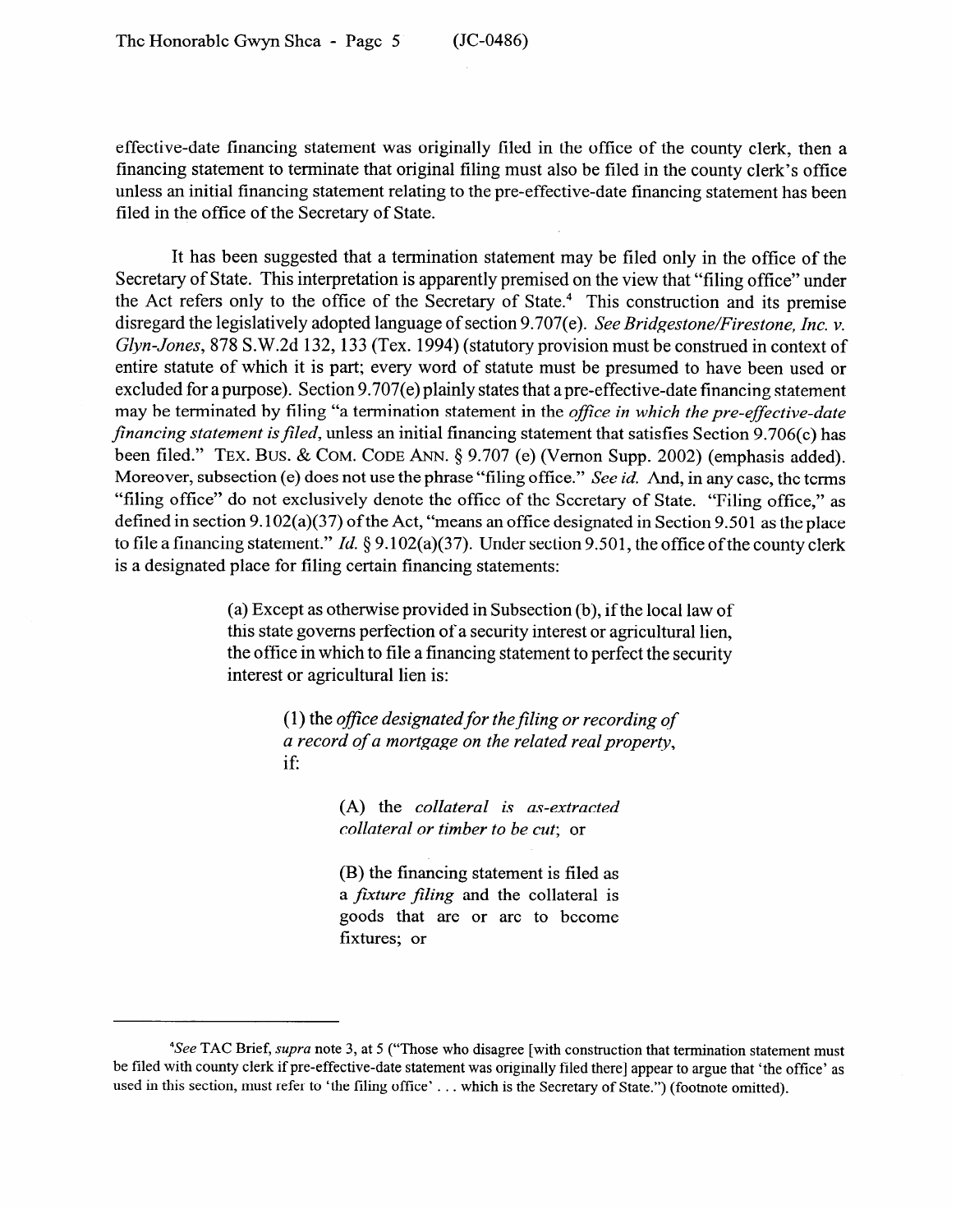effective-date financing statement was originally filed in the office of the county clerk, then a financing statement to terminate that original filing must also be filed in the county clerk's office unless an initial financing statement relating to the pre-effective-date financing statement has been filed in the office of the Secretary of State.

It has been suggested that a termination statement may be filed only in the office of the Secretary of State. This interpretation is apparently premised on the view that "filing office" under the Act refers only to the office of the Secretary of State.[4] This construction and its premise disregard the legislatively adopted language of section 9.707(e). *See Bridgestone/Firestone, Inc. v. Glyn-Jones*, 878 S.W.2d 132, 133 (Tex. 1994) (statutory provision must be construed in context of entire statute of which it is part; every word of statute must be presumed to have been used or excluded for a purpose). Section 9.707(e) plainly states that a pre-effective-date financing statement may be terminated by filing "a termination statement in the *office in which the pre-effective-date financing statement is filed*, unless an initial financing statement that satisfies Section 9.706(c) has been filed." TEX. BUS. & COM. CODE ANN. § 9.707 (e) (Vernon Supp. 2002) (emphasis added). Moreover, subsection (e) does not use the phrase "filing office." *See id.* And, in any case, the terms "filing office" do not exclusively denote the office of the Secretary of State. "Filing office," as defined in section 9.102(a)(37) of the Act, "means an office designated in Section 9.501 as the place to file a financing statement." *Id.* § 9.102(a)(37). Under section 9.501, the office of the county clerk is a designated place for filing certain financing statements:

> (a) Except as otherwise provided in Subsection (b), if the local law of this state governs perfection of a security interest or agricultural lien, the office in which to file a financing statement to perfect the security interest or agricultural lien is:
>
> > (1) the *office designated for the filing or recording of a record of a mortgage on the related real property*, if:
> >
> > > (A) the *collateral is as-extracted collateral or timber to be cut*; or
> > >
> > > (B) the financing statement is filed as a *fixture filing* and the collateral is goods that are or are to become fixtures; or

---

[4]*See* TAC Brief, *supra* note 3, at 5 ("Those who disagree [with construction that termination statement must be filed with county clerk if pre-effective-date statement was originally filed there] appear to argue that 'the office' as used in this section, must refer to 'the filing office' . . . which is the Secretary of State.") (footnote omitted).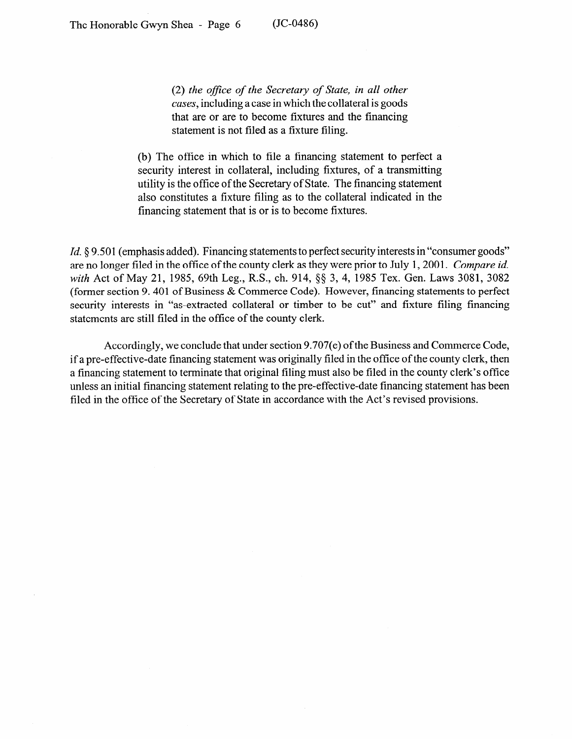> (2) *the office of the Secretary of State, in all other cases*, including a case in which the collateral is goods that are or are to become fixtures and the financing statement is not filed as a fixture filing.
>
> (b) The office in which to file a financing statement to perfect a security interest in collateral, including fixtures, of a transmitting utility is the office of the Secretary of State. The financing statement also constitutes a fixture filing as to the collateral indicated in the financing statement that is or is to become fixtures.

*Id.* § 9.501 (emphasis added). Financing statements to perfect security interests in "consumer goods" are no longer filed in the office of the county clerk as they were prior to July 1, 2001. *Compare id. with* Act of May 21, 1985, 69th Leg., R.S., ch. 914, §§ 3, 4, 1985 Tex. Gen. Laws 3081, 3082 (former section 9. 401 of Business & Commerce Code). However, financing statements to perfect security interests in "as-extracted collateral or timber to be cut" and fixture filing financing statements are still filed in the office of the county clerk.

Accordingly, we conclude that under section 9.707(e) of the Business and Commerce Code, if a pre-effective-date financing statement was originally filed in the office of the county clerk, then a financing statement to terminate that original filing must also be filed in the county clerk's office unless an initial financing statement relating to the pre-effective-date financing statement has been filed in the office of the Secretary of State in accordance with the Act's revised provisions.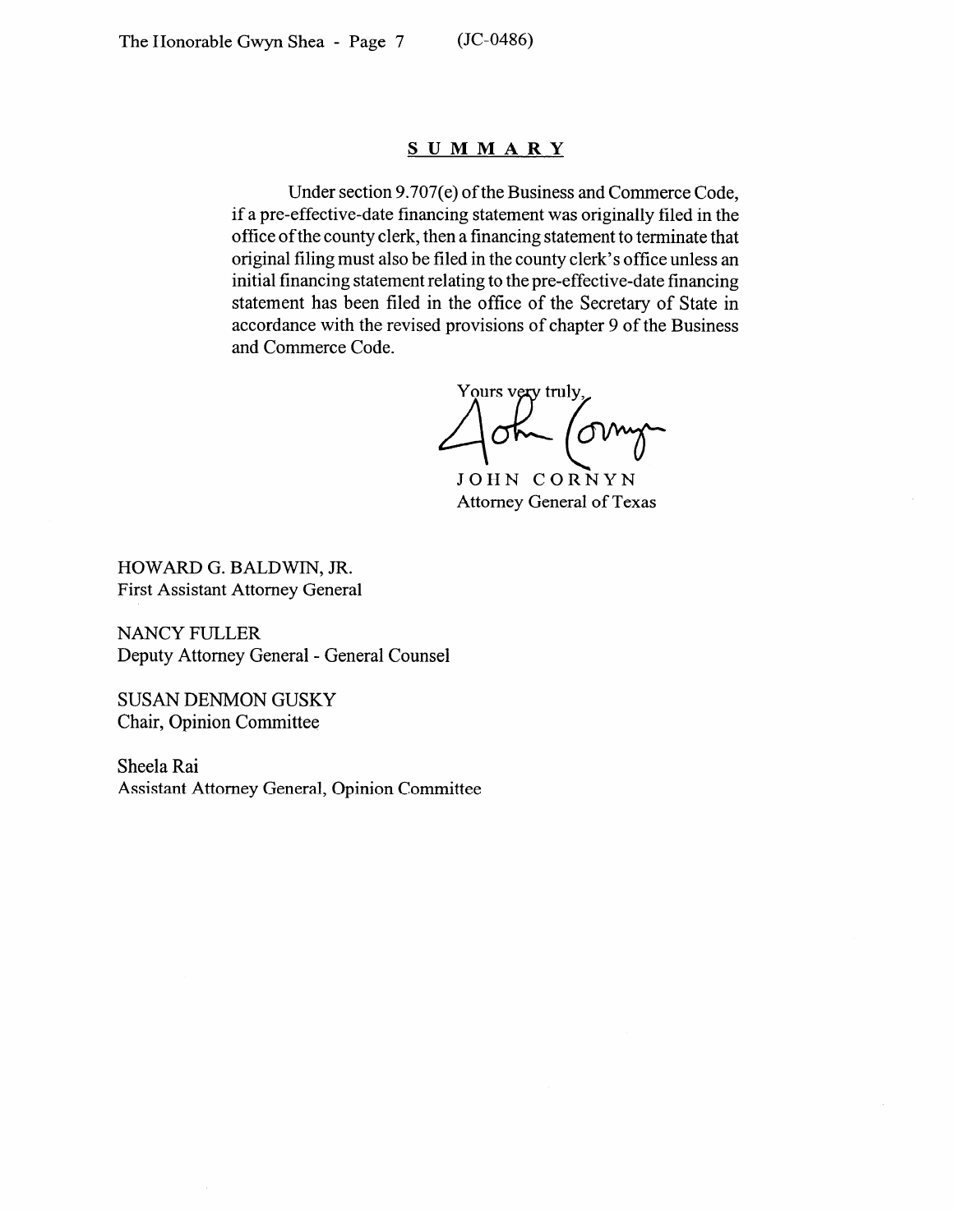## SUMMARY

Under section 9.707(e) of the Business and Commerce Code, if a pre-effective-date financing statement was originally filed in the office of the county clerk, then a financing statement to terminate that original filing must also be filed in the county clerk's office unless an initial financing statement relating to the pre-effective-date financing statement has been filed in the office of the Secretary of State in accordance with the revised provisions of chapter 9 of the Business and Commerce Code.

Yours very truly,

JOHN CORNYN
Attorney General of Texas

HOWARD G. BALDWIN, JR.
First Assistant Attorney General

NANCY FULLER
Deputy Attorney General - General Counsel

SUSAN DENMON GUSKY
Chair, Opinion Committee

Sheela Rai
Assistant Attorney General, Opinion Committee